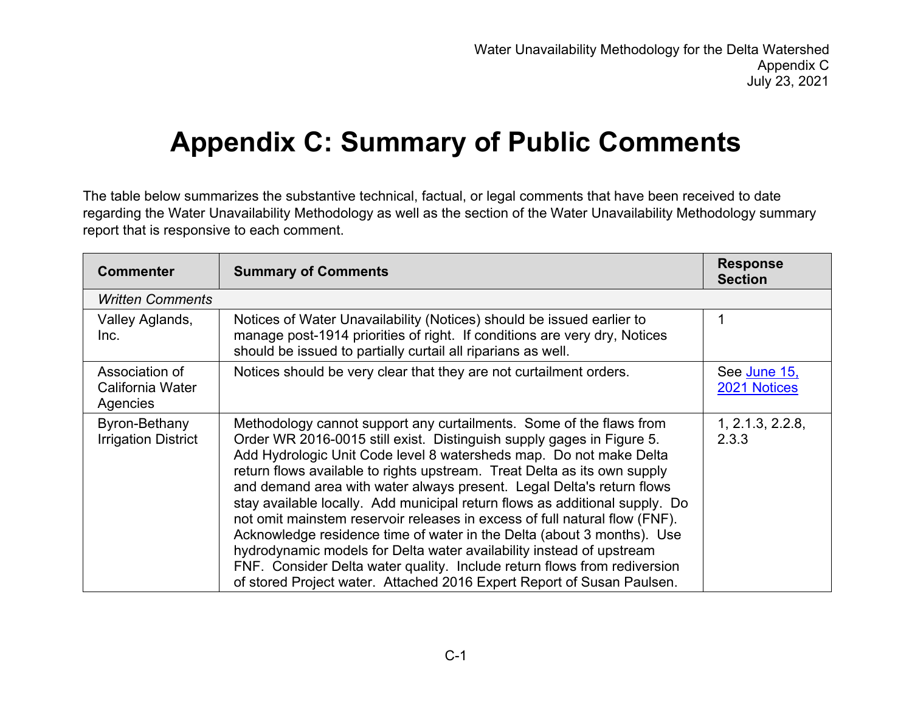# Appendix C: Summary of Public Comments

The table below summarizes the substantive technical, factual, or legal comments that have been received to date regarding the Water Unavailability Methodology as well as the section of the Water Unavailability Methodology summary report that is responsive to each comment.

| Commenter | Summary of Comments | Response Section |
|---|---|---|
| *Written Comments* | | |
| Valley Aglands, Inc. | Notices of Water Unavailability (Notices) should be issued earlier to manage post-1914 priorities of right. If conditions are very dry, Notices should be issued to partially curtail all riparians as well. | 1 |
| Association of California Water Agencies | Notices should be very clear that they are not curtailment orders. | See June 15, 2021 Notices |
| Byron-Bethany Irrigation District | Methodology cannot support any curtailments. Some of the flaws from Order WR 2016-0015 still exist. Distinguish supply gages in Figure 5. Add Hydrologic Unit Code level 8 watersheds map. Do not make Delta return flows available to rights upstream. Treat Delta as its own supply and demand area with water always present. Legal Delta's return flows stay available locally. Add municipal return flows as additional supply. Do not omit mainstem reservoir releases in excess of full natural flow (FNF). Acknowledge residence time of water in the Delta (about 3 months). Use hydrodynamic models for Delta water availability instead of upstream FNF. Consider Delta water quality. Include return flows from rediversion of stored Project water. Attached 2016 Expert Report of Susan Paulsen. | 1, 2.1.3, 2.2.8, 2.3.3 |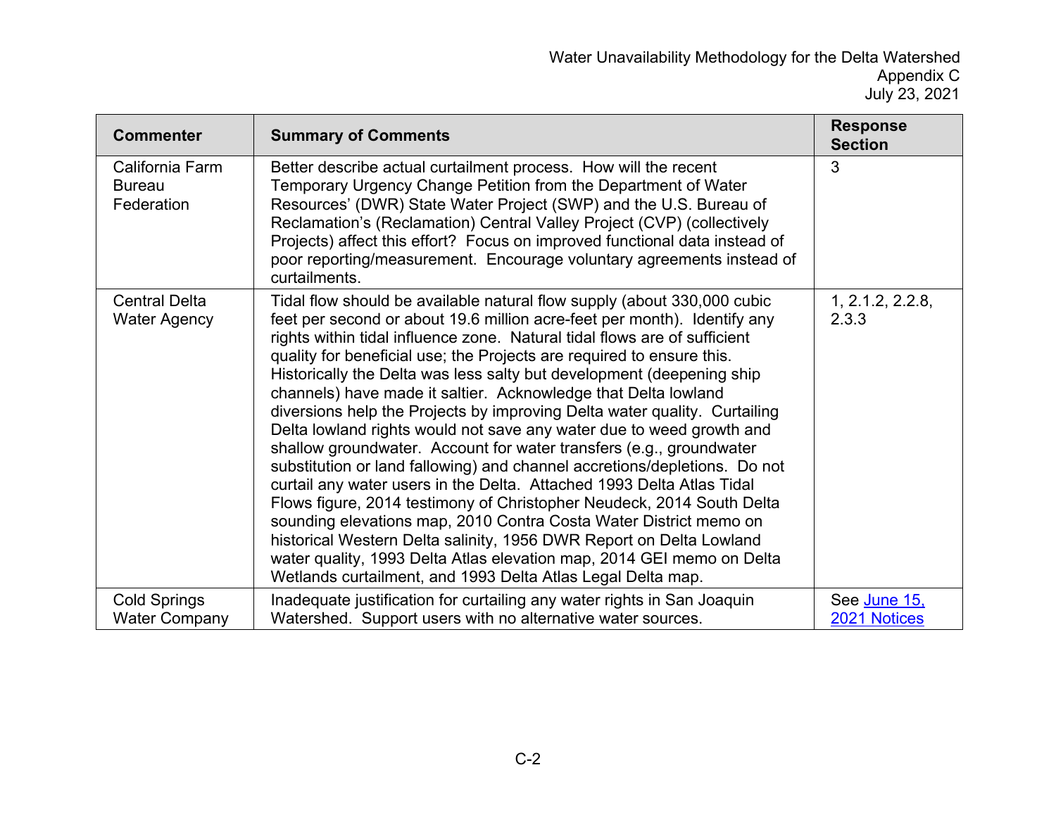| Commenter | Summary of Comments | Response Section |
|---|---|---|
| California Farm Bureau Federation | Better describe actual curtailment process. How will the recent Temporary Urgency Change Petition from the Department of Water Resources' (DWR) State Water Project (SWP) and the U.S. Bureau of Reclamation's (Reclamation) Central Valley Project (CVP) (collectively Projects) affect this effort? Focus on improved functional data instead of poor reporting/measurement. Encourage voluntary agreements instead of curtailments. | 3 |
| Central Delta Water Agency | Tidal flow should be available natural flow supply (about 330,000 cubic feet per second or about 19.6 million acre-feet per month). Identify any rights within tidal influence zone. Natural tidal flows are of sufficient quality for beneficial use; the Projects are required to ensure this. Historically the Delta was less salty but development (deepening ship channels) have made it saltier. Acknowledge that Delta lowland diversions help the Projects by improving Delta water quality. Curtailing Delta lowland rights would not save any water due to weed growth and shallow groundwater. Account for water transfers (e.g., groundwater substitution or land fallowing) and channel accretions/depletions. Do not curtail any water users in the Delta. Attached 1993 Delta Atlas Tidal Flows figure, 2014 testimony of Christopher Neudeck, 2014 South Delta sounding elevations map, 2010 Contra Costa Water District memo on historical Western Delta salinity, 1956 DWR Report on Delta Lowland water quality, 1993 Delta Atlas elevation map, 2014 GEI memo on Delta Wetlands curtailment, and 1993 Delta Atlas Legal Delta map. | 1, 2.1.2, 2.2.8, 2.3.3 |
| Cold Springs Water Company | Inadequate justification for curtailing any water rights in San Joaquin Watershed. Support users with no alternative water sources. | See June 15, 2021 Notices |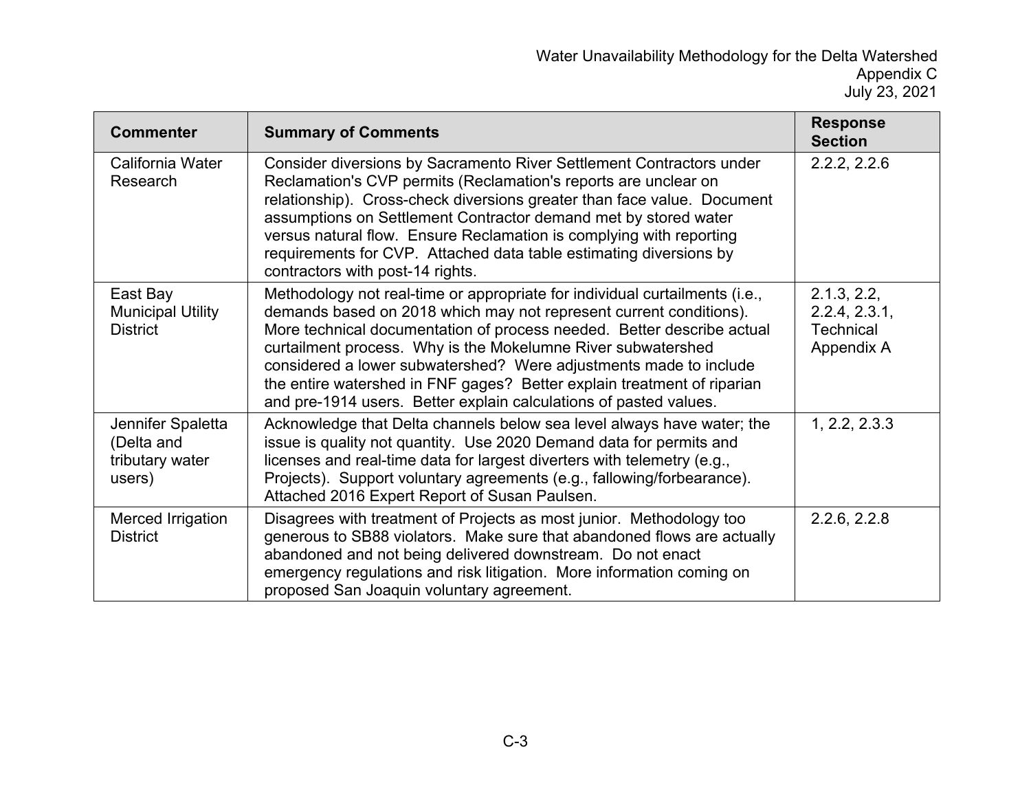| Commenter | Summary of Comments | Response Section |
|---|---|---|
| California Water Research | Consider diversions by Sacramento River Settlement Contractors under Reclamation's CVP permits (Reclamation's reports are unclear on relationship). Cross-check diversions greater than face value. Document assumptions on Settlement Contractor demand met by stored water versus natural flow. Ensure Reclamation is complying with reporting requirements for CVP. Attached data table estimating diversions by contractors with post-14 rights. | 2.2.2, 2.2.6 |
| East Bay Municipal Utility District | Methodology not real-time or appropriate for individual curtailments (i.e., demands based on 2018 which may not represent current conditions). More technical documentation of process needed. Better describe actual curtailment process. Why is the Mokelumne River subwatershed considered a lower subwatershed? Were adjustments made to include the entire watershed in FNF gages? Better explain treatment of riparian and pre-1914 users. Better explain calculations of pasted values. | 2.1.3, 2.2, 2.2.4, 2.3.1, Technical Appendix A |
| Jennifer Spaletta (Delta and tributary water users) | Acknowledge that Delta channels below sea level always have water; the issue is quality not quantity. Use 2020 Demand data for permits and licenses and real-time data for largest diverters with telemetry (e.g., Projects). Support voluntary agreements (e.g., fallowing/forbearance). Attached 2016 Expert Report of Susan Paulsen. | 1, 2.2, 2.3.3 |
| Merced Irrigation District | Disagrees with treatment of Projects as most junior. Methodology too generous to SB88 violators. Make sure that abandoned flows are actually abandoned and not being delivered downstream. Do not enact emergency regulations and risk litigation. More information coming on proposed San Joaquin voluntary agreement. | 2.2.6, 2.2.8 |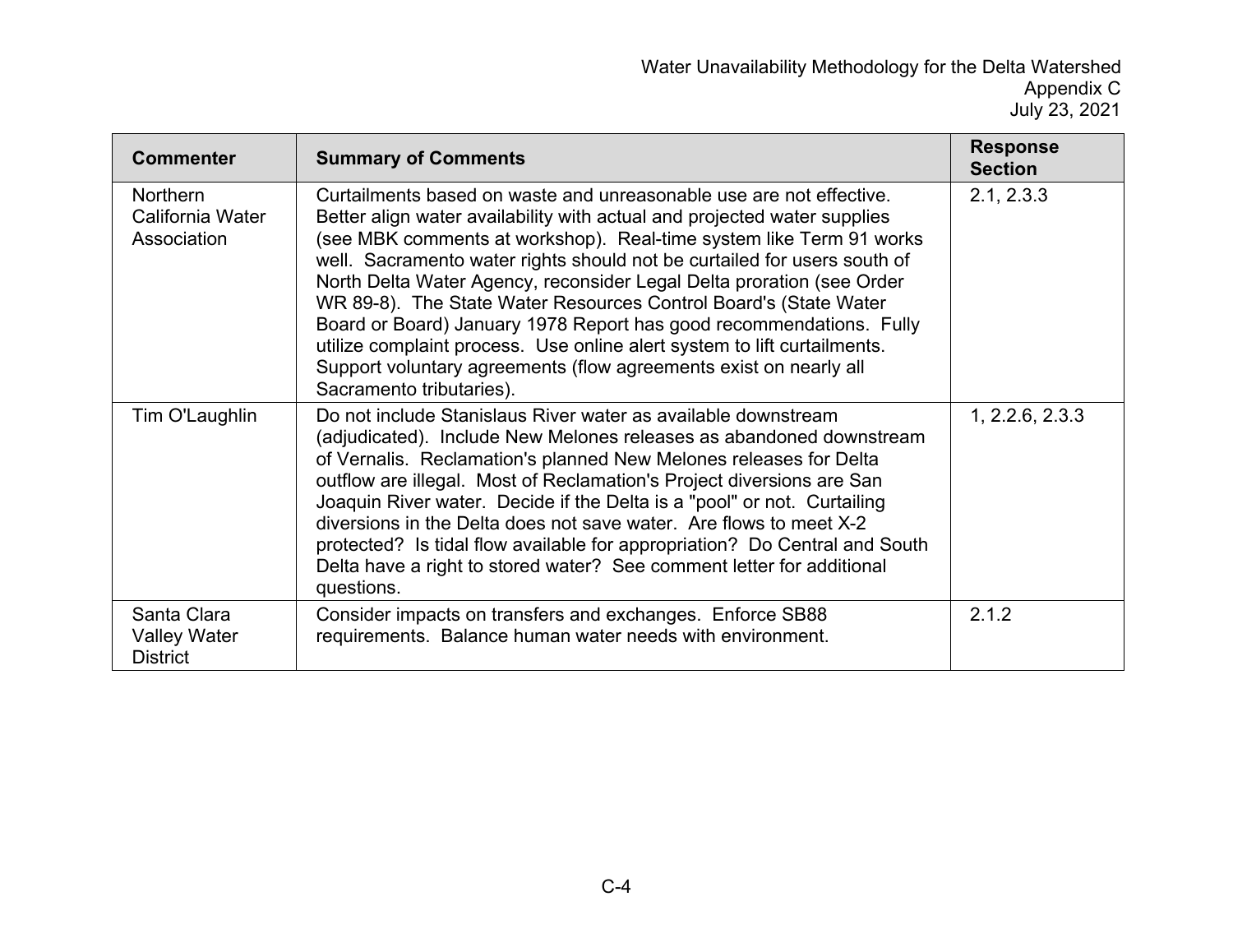| Commenter | Summary of Comments | Response Section |
| --- | --- | --- |
| Northern California Water Association | Curtailments based on waste and unreasonable use are not effective. Better align water availability with actual and projected water supplies (see MBK comments at workshop). Real-time system like Term 91 works well. Sacramento water rights should not be curtailed for users south of North Delta Water Agency, reconsider Legal Delta proration (see Order WR 89-8). The State Water Resources Control Board's (State Water Board or Board) January 1978 Report has good recommendations. Fully utilize complaint process. Use online alert system to lift curtailments. Support voluntary agreements (flow agreements exist on nearly all Sacramento tributaries). | 2.1, 2.3.3 |
| Tim O'Laughlin | Do not include Stanislaus River water as available downstream (adjudicated). Include New Melones releases as abandoned downstream of Vernalis. Reclamation's planned New Melones releases for Delta outflow are illegal. Most of Reclamation's Project diversions are San Joaquin River water. Decide if the Delta is a "pool" or not. Curtailing diversions in the Delta does not save water. Are flows to meet X-2 protected? Is tidal flow available for appropriation? Do Central and South Delta have a right to stored water? See comment letter for additional questions. | 1, 2.2.6, 2.3.3 |
| Santa Clara Valley Water District | Consider impacts on transfers and exchanges. Enforce SB88 requirements. Balance human water needs with environment. | 2.1.2 |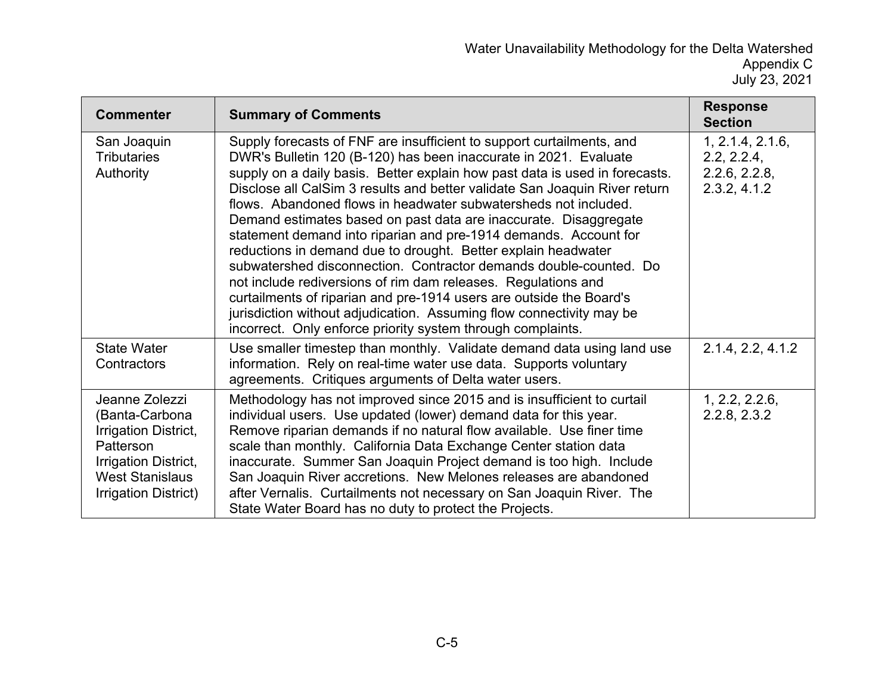| Commenter | Summary of Comments | Response Section |
|---|---|---|
| San Joaquin Tributaries Authority | Supply forecasts of FNF are insufficient to support curtailments, and DWR's Bulletin 120 (B-120) has been inaccurate in 2021. Evaluate supply on a daily basis. Better explain how past data is used in forecasts. Disclose all CalSim 3 results and better validate San Joaquin River return flows. Abandoned flows in headwater subwatersheds not included. Demand estimates based on past data are inaccurate. Disaggregate statement demand into riparian and pre-1914 demands. Account for reductions in demand due to drought. Better explain headwater subwatershed disconnection. Contractor demands double-counted. Do not include rediversions of rim dam releases. Regulations and curtailments of riparian and pre-1914 users are outside the Board's jurisdiction without adjudication. Assuming flow connectivity may be incorrect. Only enforce priority system through complaints. | 1, 2.1.4, 2.1.6, 2.2, 2.2.4, 2.2.6, 2.2.8, 2.3.2, 4.1.2 |
| State Water Contractors | Use smaller timestep than monthly. Validate demand data using land use information. Rely on real-time water use data. Supports voluntary agreements. Critiques arguments of Delta water users. | 2.1.4, 2.2, 4.1.2 |
| Jeanne Zolezzi (Banta-Carbona Irrigation District, Patterson Irrigation District, West Stanislaus Irrigation District) | Methodology has not improved since 2015 and is insufficient to curtail individual users. Use updated (lower) demand data for this year. Remove riparian demands if no natural flow available. Use finer time scale than monthly. California Data Exchange Center station data inaccurate. Summer San Joaquin Project demand is too high. Include San Joaquin River accretions. New Melones releases are abandoned after Vernalis. Curtailments not necessary on San Joaquin River. The State Water Board has no duty to protect the Projects. | 1, 2.2, 2.2.6, 2.2.8, 2.3.2 |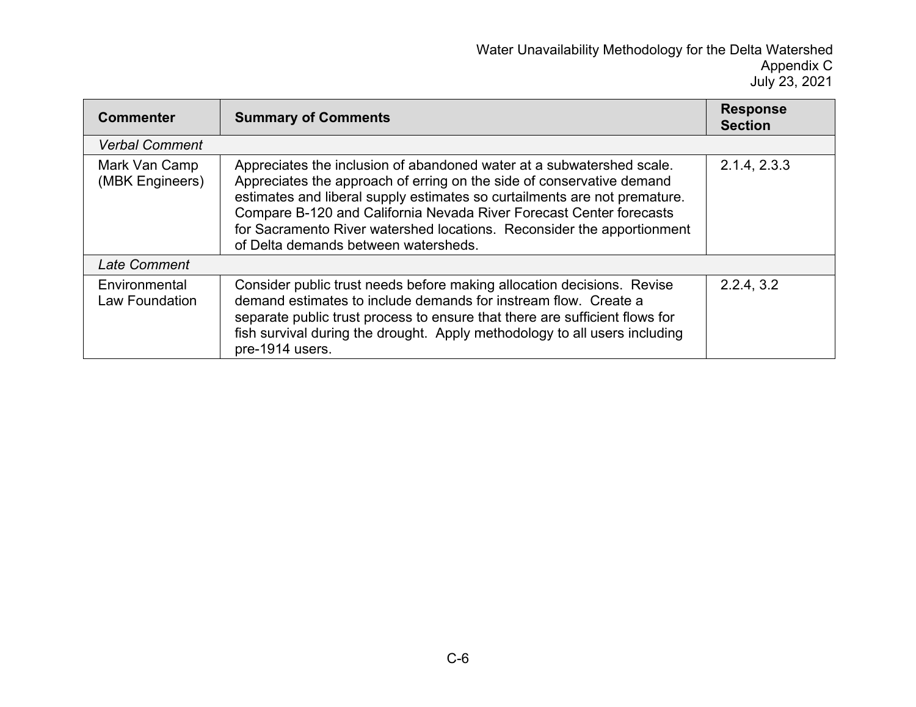| Commenter | Summary of Comments | Response Section |
|---|---|---|
| *Verbal Comment* | | |
| Mark Van Camp (MBK Engineers) | Appreciates the inclusion of abandoned water at a subwatershed scale. Appreciates the approach of erring on the side of conservative demand estimates and liberal supply estimates so curtailments are not premature. Compare B-120 and California Nevada River Forecast Center forecasts for Sacramento River watershed locations. Reconsider the apportionment of Delta demands between watersheds. | 2.1.4, 2.3.3 |
| *Late Comment* | | |
| Environmental Law Foundation | Consider public trust needs before making allocation decisions. Revise demand estimates to include demands for instream flow. Create a separate public trust process to ensure that there are sufficient flows for fish survival during the drought. Apply methodology to all users including pre-1914 users. | 2.2.4, 3.2 |